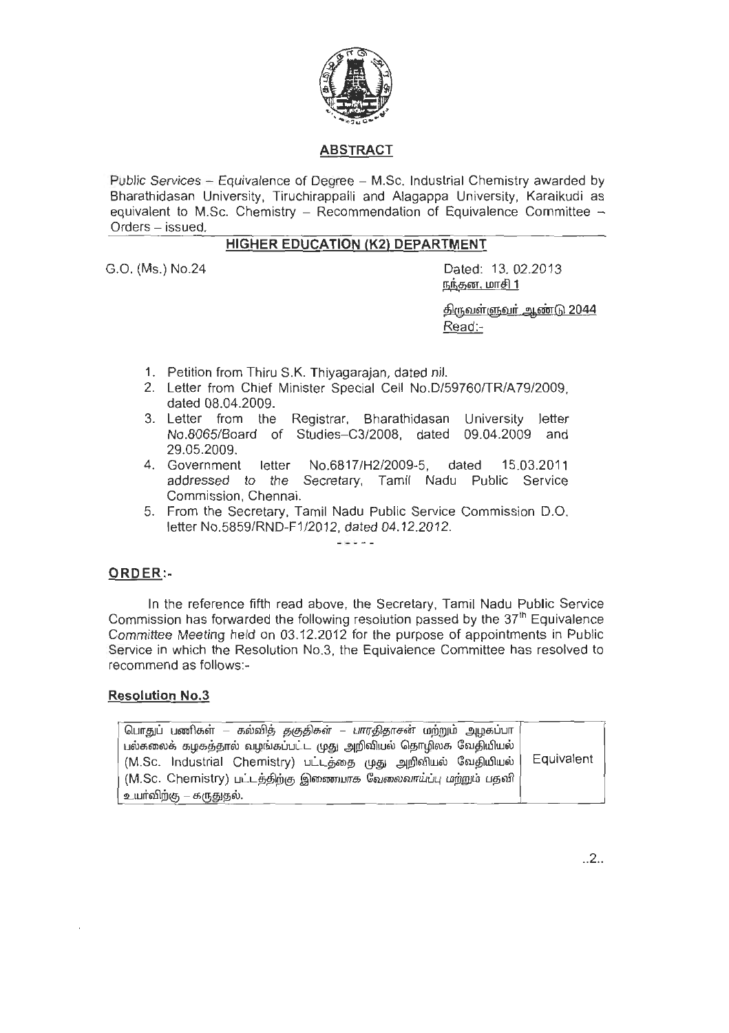## ABSTRACT

Public Services – Equivalence of Degree – M.Sc. Industrial Chemistry awarded by Bharathidasan University, Tiruchirappalli and Alagappa University, Karaikudi as equivalent to M.Sc. Chemistry – Recommendation of Equivalence Committee – Orders – issued.

## HIGHER EDUCATION (K2) DEPARTMENT

G.O. (Ms.) No.24

Dated: 13. 02.2013
நந்தன, மாசி 1

திருவள்ளுவர் ஆண்டு 2044
Read:-

1. Petition from Thiru S.K. Thiyagarajan, dated nil.
2. Letter from Chief Minister Special Cell No.D/59760/TR/A79/2009, dated 08.04.2009.
3. Letter from the Registrar, Bharathidasan University letter No.8065/Board of Studies–C3/2008, dated 09.04.2009 and 29.05.2009.
4. Government letter No.6817/H2/2009-5, dated 15.03.2011 addressed to the Secretary, Tamil Nadu Public Service Commission, Chennai.
5. From the Secretary, Tamil Nadu Public Service Commission D.O. letter No.5859/RND-F1/2012, dated 04.12.2012.

-----

## ORDER:-

In the reference fifth read above, the Secretary, Tamil Nadu Public Service Commission has forwarded the following resolution passed by the 37th Equivalence Committee Meeting held on 03.12.2012 for the purpose of appointments in Public Service in which the Resolution No.3, the Equivalence Committee has resolved to recommend as follows:-

### Resolution No.3

| | |
|---|---|
| பொதுப் பணிகள் – கல்வித் தகுதிகள் – பாரதிதாசன் மற்றும் அழகப்பா பல்கலைக் கழகத்தால் வழங்கப்பட்ட முது அறிவியல் தொழிலக வேதியியல் (M.Sc. Industrial Chemistry) பட்டத்தை முது அறிவியல் வேதியியல் (M.Sc. Chemistry) பட்டத்திற்கு இணையாக வேலைவாய்ப்பு மற்றும் பதவி உயர்விற்கு – கருதுதல். | Equivalent |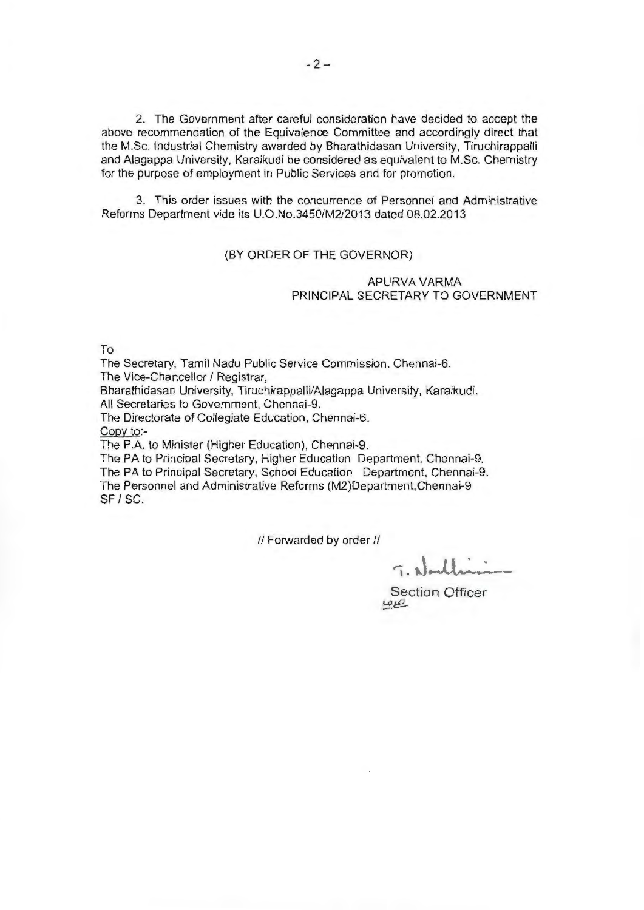2. The Government after careful consideration have decided to accept the above recommendation of the Equivalence Committee and accordingly direct that the M.Sc. Industrial Chemistry awarded by Bharathidasan University, Tiruchirappalli and Alagappa University, Karaikudi be considered as equivalent to M.Sc. Chemistry for the purpose of employment in Public Services and for promotion.

3. This order issues with the concurrence of Personnel and Administrative Reforms Department vide its U.O.No.3450/M2/2013 dated 08.02.2013

(BY ORDER OF THE GOVERNOR)

APURVA VARMA
PRINCIPAL SECRETARY TO GOVERNMENT

To
The Secretary, Tamil Nadu Public Service Commission, Chennai-6.
The Vice-Chancellor / Registrar,
Bharathidasan University, Tiruchirappalli/Alagappa University, Karaikudi.
All Secretaries to Government, Chennai-9.
The Directorate of Collegiate Education, Chennai-6.
Copy to:-
The P.A. to Minister (Higher Education), Chennai-9.
The PA to Principal Secretary, Higher Education Department, Chennai-9.
The PA to Principal Secretary, School Education Department, Chennai-9.
The Personnel and Administrative Reforms (M2)Department,Chennai-9
SF / SC.

// Forwarded by order //

Section Officer